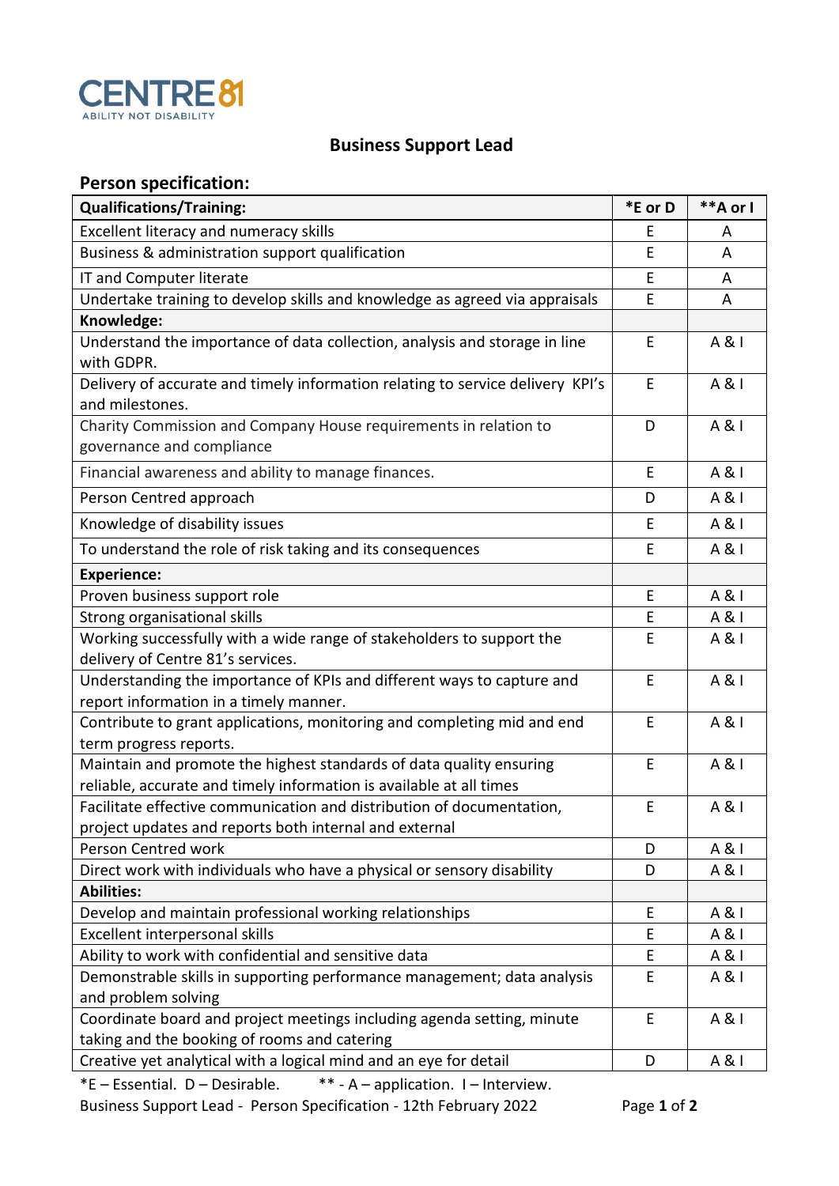CENTRE 81
ABILITY NOT DISABILITY

# Business Support Lead

## Person specification:

| Qualifications/Training: | *E or D | **A or I |
|---|---|---|
| Excellent literacy and numeracy skills | E | A |
| Business & administration support qualification | E | A |
| IT and Computer literate | E | A |
| Undertake training to develop skills and knowledge as agreed via appraisals | E | A |
| **Knowledge:** | | |
| Understand the importance of data collection, analysis and storage in line with GDPR. | E | A & I |
| Delivery of accurate and timely information relating to service delivery KPI's and milestones. | E | A & I |
| Charity Commission and Company House requirements in relation to governance and compliance | D | A & I |
| Financial awareness and ability to manage finances. | E | A & I |
| Person Centred approach | D | A & I |
| Knowledge of disability issues | E | A & I |
| To understand the role of risk taking and its consequences | E | A & I |
| **Experience:** | | |
| Proven business support role | E | A & I |
| Strong organisational skills | E | A & I |
| Working successfully with a wide range of stakeholders to support the delivery of Centre 81's services. | E | A & I |
| Understanding the importance of KPIs and different ways to capture and report information in a timely manner. | E | A & I |
| Contribute to grant applications, monitoring and completing mid and end term progress reports. | E | A & I |
| Maintain and promote the highest standards of data quality ensuring reliable, accurate and timely information is available at all times | E | A & I |
| Facilitate effective communication and distribution of documentation, project updates and reports both internal and external | E | A & I |
| Person Centred work | D | A & I |
| Direct work with individuals who have a physical or sensory disability | D | A & I |
| **Abilities:** | | |
| Develop and maintain professional working relationships | E | A & I |
| Excellent interpersonal skills | E | A & I |
| Ability to work with confidential and sensitive data | E | A & I |
| Demonstrable skills in supporting performance management; data analysis and problem solving | E | A & I |
| Coordinate board and project meetings including agenda setting, minute taking and the booking of rooms and catering | E | A & I |
| Creative yet analytical with a logical mind and an eye for detail | D | A & I |

*E – Essential. D – Desirable. ** - A – application. I – Interview.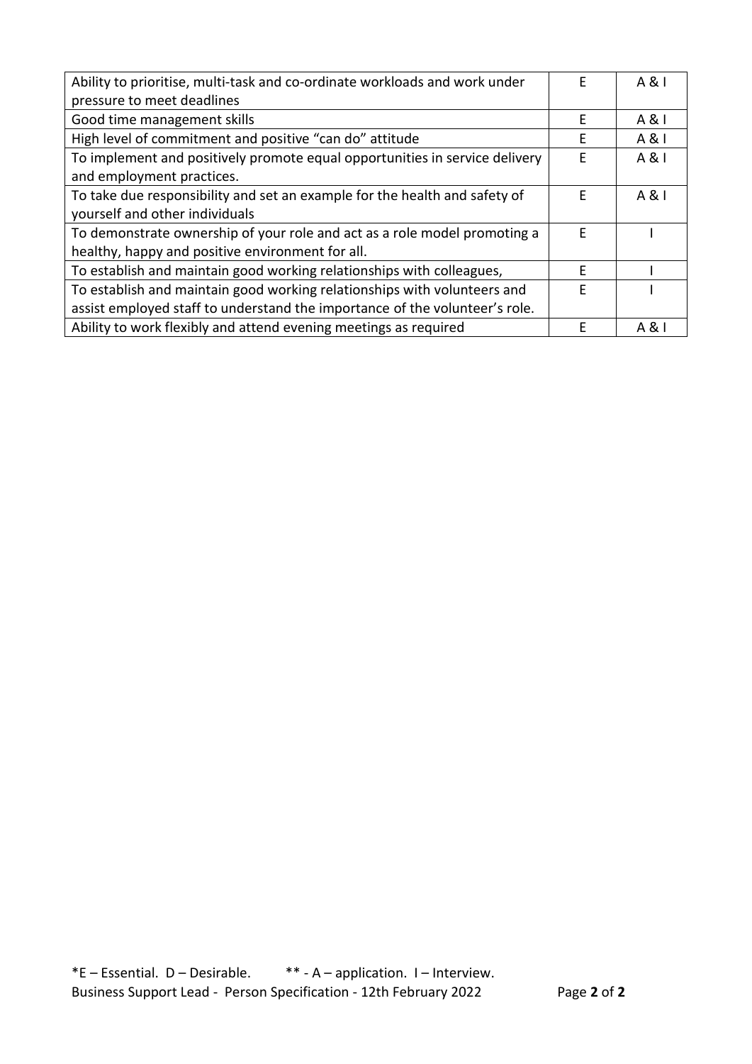| | | |
|---|---|---|
| Ability to prioritise, multi-task and co-ordinate workloads and work under pressure to meet deadlines | E | A & I |
| Good time management skills | E | A & I |
| High level of commitment and positive "can do" attitude | E | A & I |
| To implement and positively promote equal opportunities in service delivery and employment practices. | E | A & I |
| To take due responsibility and set an example for the health and safety of yourself and other individuals | E | A & I |
| To demonstrate ownership of your role and act as a role model promoting a healthy, happy and positive environment for all. | E | I |
| To establish and maintain good working relationships with colleagues, | E | I |
| To establish and maintain good working relationships with volunteers and assist employed staff to understand the importance of the volunteer's role. | E | I |
| Ability to work flexibly and attend evening meetings as required | E | A & I |

*E – Essential. D – Desirable. ** - A – application. I – Interview.